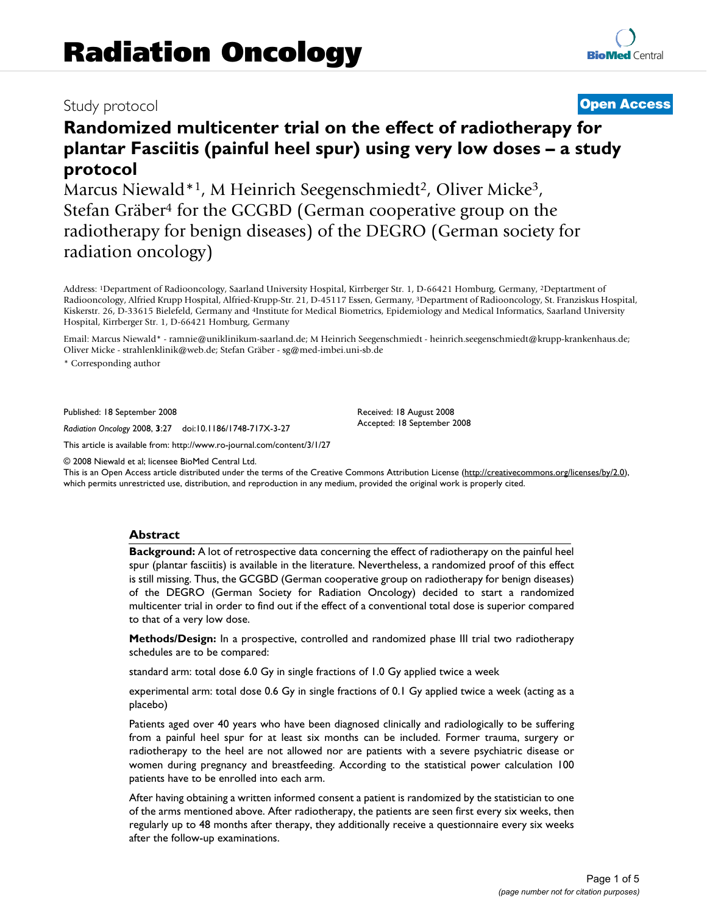Radiation Oncology

Study protocol

**Open Access**

# Randomized multicenter trial on the effect of radiotherapy for plantar Fasciitis (painful heel spur) using very low doses – a study protocol

Marcus Niewald*[1], M Heinrich Seegenschmiedt[2], Oliver Micke[3], Stefan Gräber[4] for the GCGBD (German cooperative group on the radiotherapy for benign diseases) of the DEGRO (German society for radiation oncology)

Address: [1]Department of Radiooncology, Saarland University Hospital, Kirrberger Str. 1, D-66421 Homburg, Germany, [2]Deptartment of Radiooncology, Alfried Krupp Hospital, Alfried-Krupp-Str. 21, D-45117 Essen, Germany, [3]Department of Radiooncology, St. Franziskus Hospital, Kiskerstr. 26, D-33615 Bielefeld, Germany and [4]Institute for Medical Biometrics, Epidemiology and Medical Informatics, Saarland University Hospital, Kirrberger Str. 1, D-66421 Homburg, Germany

Email: Marcus Niewald* - ramnie@uniklinikum-saarland.de; M Heinrich Seegenschmiedt - heinrich.seegenschmiedt@krupp-krankenhaus.de; Oliver Micke - strahlenklinik@web.de; Stefan Gräber - sg@med-imbei.uni-sb.de

* Corresponding author

Published: 18 September 2008

*Radiation Oncology* 2008, **3**:27 doi:10.1186/1748-717X-3-27

Received: 18 August 2008
Accepted: 18 September 2008

This article is available from: http://www.ro-journal.com/content/3/1/27

© 2008 Niewald et al; licensee BioMed Central Ltd.
This is an Open Access article distributed under the terms of the Creative Commons Attribution License (http://creativecommons.org/licenses/by/2.0), which permits unrestricted use, distribution, and reproduction in any medium, provided the original work is properly cited.

## Abstract

**Background:** A lot of retrospective data concerning the effect of radiotherapy on the painful heel spur (plantar fasciitis) is available in the literature. Nevertheless, a randomized proof of this effect is still missing. Thus, the GCGBD (German cooperative group on radiotherapy for benign diseases) of the DEGRO (German Society for Radiation Oncology) decided to start a randomized multicenter trial in order to find out if the effect of a conventional total dose is superior compared to that of a very low dose.

**Methods/Design:** In a prospective, controlled and randomized phase III trial two radiotherapy schedules are to be compared:

standard arm: total dose 6.0 Gy in single fractions of 1.0 Gy applied twice a week

experimental arm: total dose 0.6 Gy in single fractions of 0.1 Gy applied twice a week (acting as a placebo)

Patients aged over 40 years who have been diagnosed clinically and radiologically to be suffering from a painful heel spur for at least six months can be included. Former trauma, surgery or radiotherapy to the heel are not allowed nor are patients with a severe psychiatric disease or women during pregnancy and breastfeeding. According to the statistical power calculation 100 patients have to be enrolled into each arm.

After having obtaining a written informed consent a patient is randomized by the statistician to one of the arms mentioned above. After radiotherapy, the patients are seen first every six weeks, then regularly up to 48 months after therapy, they additionally receive a questionnaire every six weeks after the follow-up examinations.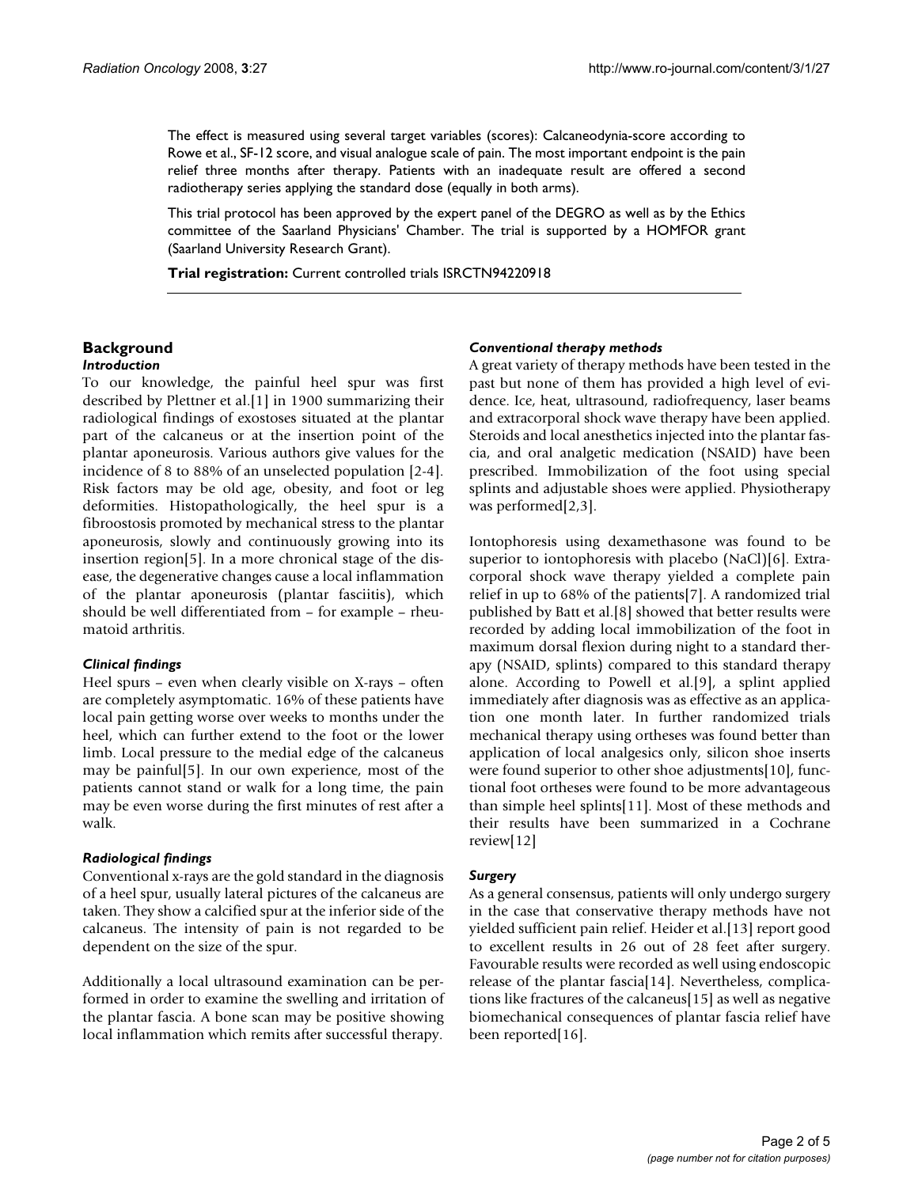The effect is measured using several target variables (scores): Calcaneodynia-score according to Rowe et al., SF-12 score, and visual analogue scale of pain. The most important endpoint is the pain relief three months after therapy. Patients with an inadequate result are offered a second radiotherapy series applying the standard dose (equally in both arms).

This trial protocol has been approved by the expert panel of the DEGRO as well as by the Ethics committee of the Saarland Physicians' Chamber. The trial is supported by a HOMFOR grant (Saarland University Research Grant).

**Trial registration:** Current controlled trials ISRCTN94220918

## Background

### *Introduction*

To our knowledge, the painful heel spur was first described by Plettner et al.[1] in 1900 summarizing their radiological findings of exostoses situated at the plantar part of the calcaneus or at the insertion point of the plantar aponeurosis. Various authors give values for the incidence of 8 to 88% of an unselected population [2-4]. Risk factors may be old age, obesity, and foot or leg deformities. Histopathologically, the heel spur is a fibroostosis promoted by mechanical stress to the plantar aponeurosis, slowly and continuously growing into its insertion region[5]. In a more chronical stage of the disease, the degenerative changes cause a local inflammation of the plantar aponeurosis (plantar fasciitis), which should be well differentiated from – for example – rheumatoid arthritis.

### *Clinical findings*

Heel spurs – even when clearly visible on X-rays – often are completely asymptomatic. 16% of these patients have local pain getting worse over weeks to months under the heel, which can further extend to the foot or the lower limb. Local pressure to the medial edge of the calcaneus may be painful[5]. In our own experience, most of the patients cannot stand or walk for a long time, the pain may be even worse during the first minutes of rest after a walk.

### *Radiological findings*

Conventional x-rays are the gold standard in the diagnosis of a heel spur, usually lateral pictures of the calcaneus are taken. They show a calcified spur at the inferior side of the calcaneus. The intensity of pain is not regarded to be dependent on the size of the spur.

Additionally a local ultrasound examination can be performed in order to examine the swelling and irritation of the plantar fascia. A bone scan may be positive showing local inflammation which remits after successful therapy.

### *Conventional therapy methods*

A great variety of therapy methods have been tested in the past but none of them has provided a high level of evidence. Ice, heat, ultrasound, radiofrequency, laser beams and extracorporal shock wave therapy have been applied. Steroids and local anesthetics injected into the plantar fascia, and oral analgetic medication (NSAID) have been prescribed. Immobilization of the foot using special splints and adjustable shoes were applied. Physiotherapy was performed[2,3].

Iontophoresis using dexamethasone was found to be superior to iontophoresis with placebo (NaCl)[6]. Extracorporal shock wave therapy yielded a complete pain relief in up to 68% of the patients[7]. A randomized trial published by Batt et al.[8] showed that better results were recorded by adding local immobilization of the foot in maximum dorsal flexion during night to a standard therapy (NSAID, splints) compared to this standard therapy alone. According to Powell et al.[9], a splint applied immediately after diagnosis was as effective as an application one month later. In further randomized trials mechanical therapy using ortheses was found better than application of local analgesics only, silicon shoe inserts were found superior to other shoe adjustments[10], functional foot ortheses were found to be more advantageous than simple heel splints[11]. Most of these methods and their results have been summarized in a Cochrane review[12]

### *Surgery*

As a general consensus, patients will only undergo surgery in the case that conservative therapy methods have not yielded sufficient pain relief. Heider et al.[13] report good to excellent results in 26 out of 28 feet after surgery. Favourable results were recorded as well using endoscopic release of the plantar fascia[14]. Nevertheless, complications like fractures of the calcaneus[15] as well as negative biomechanical consequences of plantar fascia relief have been reported[16].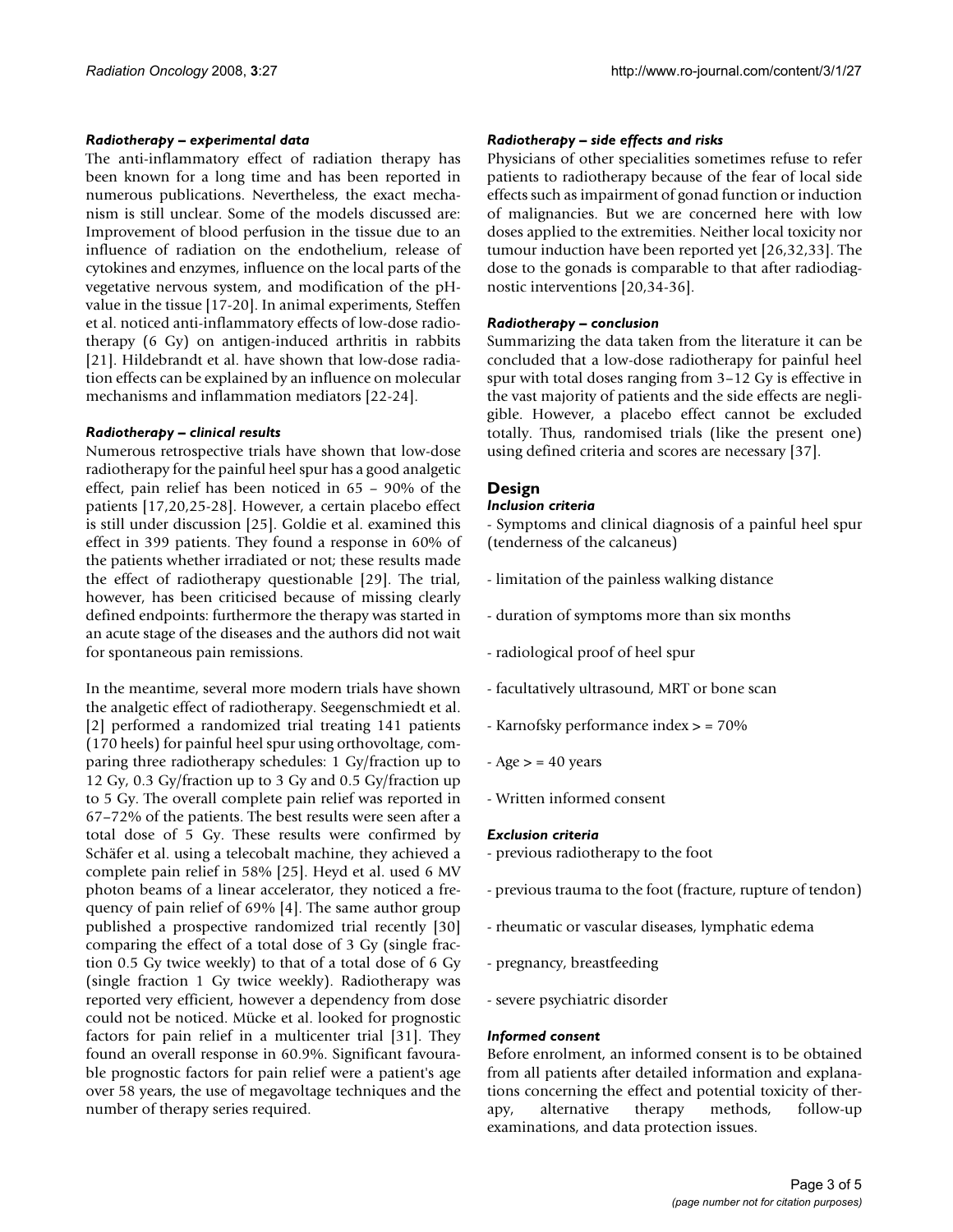### *Radiotherapy – experimental data*

The anti-inflammatory effect of radiation therapy has been known for a long time and has been reported in numerous publications. Nevertheless, the exact mechanism is still unclear. Some of the models discussed are: Improvement of blood perfusion in the tissue due to an influence of radiation on the endothelium, release of cytokines and enzymes, influence on the local parts of the vegetative nervous system, and modification of the pH-value in the tissue [17-20]. In animal experiments, Steffen et al. noticed anti-inflammatory effects of low-dose radiotherapy (6 Gy) on antigen-induced arthritis in rabbits [21]. Hildebrandt et al. have shown that low-dose radiation effects can be explained by an influence on molecular mechanisms and inflammation mediators [22-24].

### *Radiotherapy – clinical results*

Numerous retrospective trials have shown that low-dose radiotherapy for the painful heel spur has a good analgetic effect, pain relief has been noticed in 65 – 90% of the patients [17,20,25-28]. However, a certain placebo effect is still under discussion [25]. Goldie et al. examined this effect in 399 patients. They found a response in 60% of the patients whether irradiated or not; these results made the effect of radiotherapy questionable [29]. The trial, however, has been criticised because of missing clearly defined endpoints: furthermore the therapy was started in an acute stage of the diseases and the authors did not wait for spontaneous pain remissions.

In the meantime, several more modern trials have shown the analgetic effect of radiotherapy. Seegenschmiedt et al. [2] performed a randomized trial treating 141 patients (170 heels) for painful heel spur using orthovoltage, comparing three radiotherapy schedules: 1 Gy/fraction up to 12 Gy, 0.3 Gy/fraction up to 3 Gy and 0.5 Gy/fraction up to 5 Gy. The overall complete pain relief was reported in 67–72% of the patients. The best results were seen after a total dose of 5 Gy. These results were confirmed by Schäfer et al. using a telecobalt machine, they achieved a complete pain relief in 58% [25]. Heyd et al. used 6 MV photon beams of a linear accelerator, they noticed a frequency of pain relief of 69% [4]. The same author group published a prospective randomized trial recently [30] comparing the effect of a total dose of 3 Gy (single fraction 0.5 Gy twice weekly) to that of a total dose of 6 Gy (single fraction 1 Gy twice weekly). Radiotherapy was reported very efficient, however a dependency from dose could not be noticed. Mücke et al. looked for prognostic factors for pain relief in a multicenter trial [31]. They found an overall response in 60.9%. Significant favourable prognostic factors for pain relief were a patient's age over 58 years, the use of megavoltage techniques and the number of therapy series required.

### *Radiotherapy – side effects and risks*

Physicians of other specialities sometimes refuse to refer patients to radiotherapy because of the fear of local side effects such as impairment of gonad function or induction of malignancies. But we are concerned here with low doses applied to the extremities. Neither local toxicity nor tumour induction have been reported yet [26,32,33]. The dose to the gonads is comparable to that after radiodiagnostic interventions [20,34-36].

### *Radiotherapy – conclusion*

Summarizing the data taken from the literature it can be concluded that a low-dose radiotherapy for painful heel spur with total doses ranging from 3–12 Gy is effective in the vast majority of patients and the side effects are negligible. However, a placebo effect cannot be excluded totally. Thus, randomised trials (like the present one) using defined criteria and scores are necessary [37].

## Design

### *Inclusion criteria*

- Symptoms and clinical diagnosis of a painful heel spur (tenderness of the calcaneus)

- limitation of the painless walking distance

- duration of symptoms more than six months

- radiological proof of heel spur

- facultatively ultrasound, MRT or bone scan

- Karnofsky performance index > = 70%

- Age > = 40 years

- Written informed consent

### *Exclusion criteria*

- previous radiotherapy to the foot

- previous trauma to the foot (fracture, rupture of tendon)

- rheumatic or vascular diseases, lymphatic edema

- pregnancy, breastfeeding

- severe psychiatric disorder

### *Informed consent*

Before enrolment, an informed consent is to be obtained from all patients after detailed information and explanations concerning the effect and potential toxicity of therapy, alternative therapy methods, follow-up examinations, and data protection issues.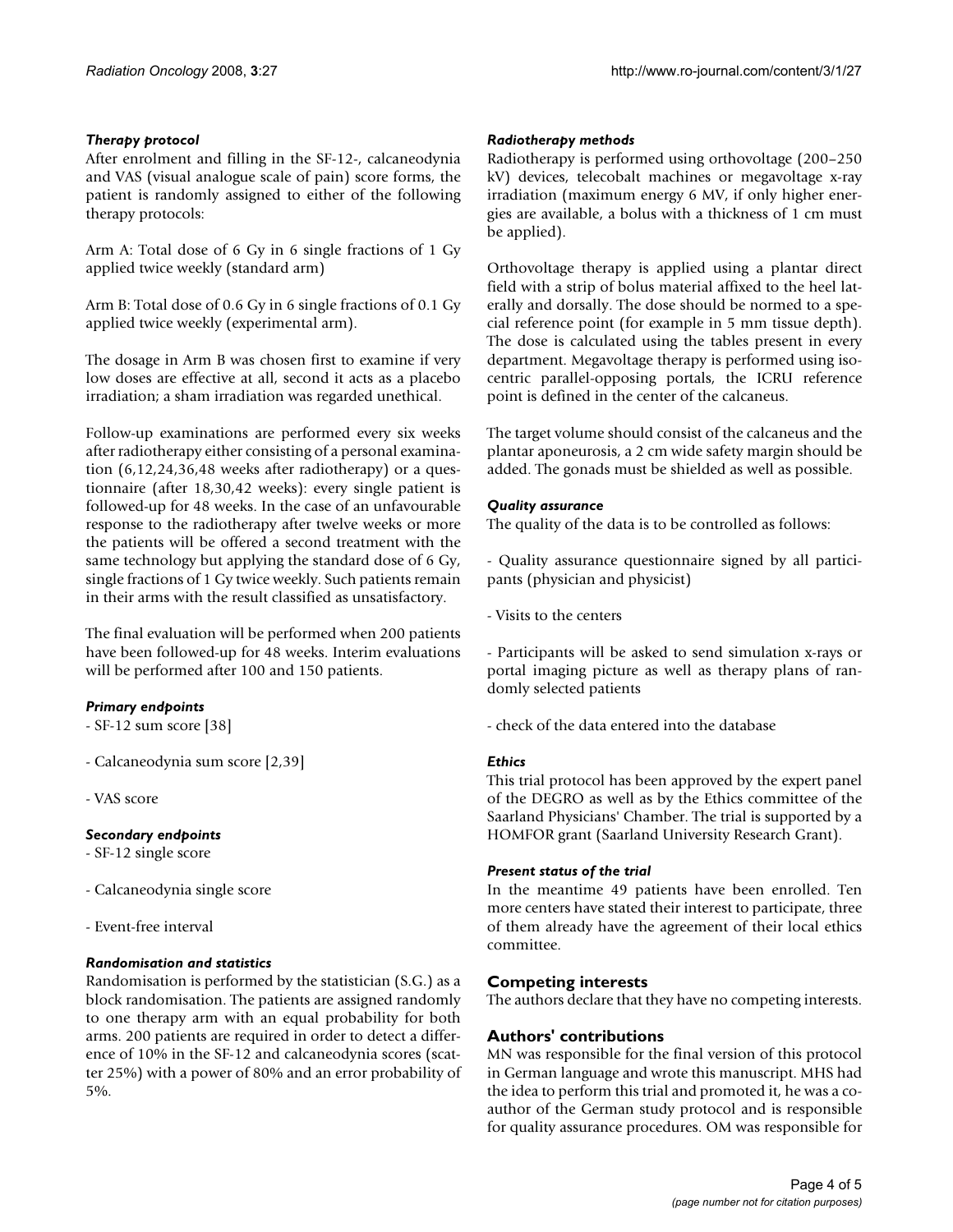### *Therapy protocol*

After enrolment and filling in the SF-12-, calcaneodynia and VAS (visual analogue scale of pain) score forms, the patient is randomly assigned to either of the following therapy protocols:

Arm A: Total dose of 6 Gy in 6 single fractions of 1 Gy applied twice weekly (standard arm)

Arm B: Total dose of 0.6 Gy in 6 single fractions of 0.1 Gy applied twice weekly (experimental arm).

The dosage in Arm B was chosen first to examine if very low doses are effective at all, second it acts as a placebo irradiation; a sham irradiation was regarded unethical.

Follow-up examinations are performed every six weeks after radiotherapy either consisting of a personal examination (6,12,24,36,48 weeks after radiotherapy) or a questionnaire (after 18,30,42 weeks): every single patient is followed-up for 48 weeks. In the case of an unfavourable response to the radiotherapy after twelve weeks or more the patients will be offered a second treatment with the same technology but applying the standard dose of 6 Gy, single fractions of 1 Gy twice weekly. Such patients remain in their arms with the result classified as unsatisfactory.

The final evaluation will be performed when 200 patients have been followed-up for 48 weeks. Interim evaluations will be performed after 100 and 150 patients.

### *Primary endpoints*

- SF-12 sum score [38]

- Calcaneodynia sum score [2,39]

- VAS score

### *Secondary endpoints*

- SF-12 single score

- Calcaneodynia single score

- Event-free interval

### *Randomisation and statistics*

Randomisation is performed by the statistician (S.G.) as a block randomisation. The patients are assigned randomly to one therapy arm with an equal probability for both arms. 200 patients are required in order to detect a difference of 10% in the SF-12 and calcaneodynia scores (scatter 25%) with a power of 80% and an error probability of 5%.

### *Radiotherapy methods*

Radiotherapy is performed using orthovoltage (200–250 kV) devices, telecobalt machines or megavoltage x-ray irradiation (maximum energy 6 MV, if only higher energies are available, a bolus with a thickness of 1 cm must be applied).

Orthovoltage therapy is applied using a plantar direct field with a strip of bolus material affixed to the heel laterally and dorsally. The dose should be normed to a special reference point (for example in 5 mm tissue depth). The dose is calculated using the tables present in every department. Megavoltage therapy is performed using isocentric parallel-opposing portals, the ICRU reference point is defined in the center of the calcaneus.

The target volume should consist of the calcaneus and the plantar aponeurosis, a 2 cm wide safety margin should be added. The gonads must be shielded as well as possible.

### *Quality assurance*

The quality of the data is to be controlled as follows:

- Quality assurance questionnaire signed by all participants (physician and physicist)

- Visits to the centers

- Participants will be asked to send simulation x-rays or portal imaging picture as well as therapy plans of randomly selected patients

- check of the data entered into the database

### *Ethics*

This trial protocol has been approved by the expert panel of the DEGRO as well as by the Ethics committee of the Saarland Physicians' Chamber. The trial is supported by a HOMFOR grant (Saarland University Research Grant).

### *Present status of the trial*

In the meantime 49 patients have been enrolled. Ten more centers have stated their interest to participate, three of them already have the agreement of their local ethics committee.

## Competing interests

The authors declare that they have no competing interests.

## Authors' contributions

MN was responsible for the final version of this protocol in German language and wrote this manuscript. MHS had the idea to perform this trial and promoted it, he was a co-author of the German study protocol and is responsible for quality assurance procedures. OM was responsible for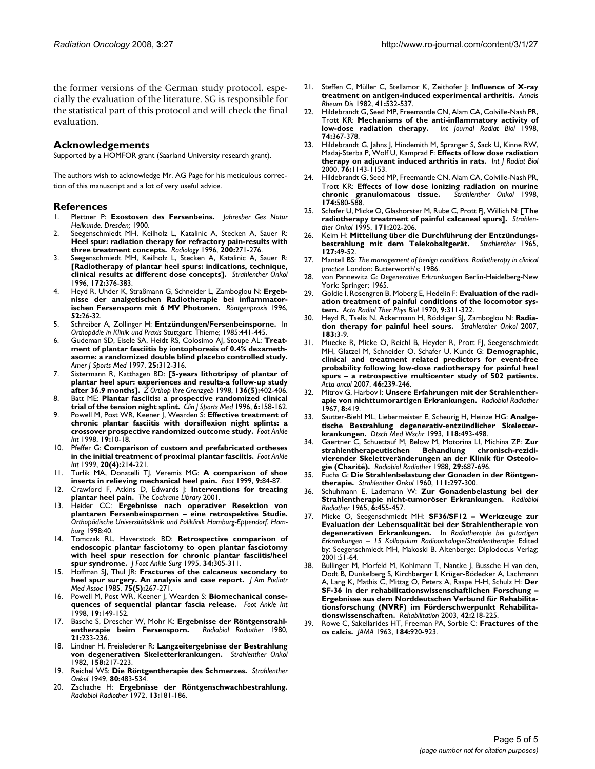the former versions of the German study protocol, especially the evaluation of the literature. SG is responsible for the statistical part of this protocol and will check the final evaluation.

## Acknowledgements

Supported by a HOMFOR grant (Saarland University research grant).

The authors wish to acknowledge Mr. AG Page for his meticulous correction of this manuscript and a lot of very useful advice.

## References

1. Plettner P: **Exostosen des Fersenbeins.** *Jahresber Ges Natur Heilkunde. Dresden;* 1900.
2. Seegenschmiedt MH, Keilholz L, Katalinic A, Stecken A, Sauer R: **Heel spur: radiation therapy for refractory pain-results with three treatment concepts.** *Radiology* 1996, **200:**271-276.
3. Seegenschmiedt MH, Keilholz L, Stecken A, Katalinic A, Sauer R: **[Radiotherapy of plantar heel spurs: indications, technique, clinical results at different dose concepts].** *Strahlenther Onkol* 1996, **172:**376-383.
4. Heyd R, Uhder K, Straßmann G, Schneider L, Zamboglou N: **Ergebnisse der analgetischen Radiotherapie bei inflammatorischen Fersensporn mit 6 MV Photonen.** *Röntgenpraxis* 1996, **52:**26-32.
5. Schreiber A, Zollinger H: **Entzündungen/Fersenbeinsporne.** In *Orthopädie in Klinik und Praxis* Stuttgart: Thieme; 1985:441-445.
6. Gudeman SD, Eisele SA, Heidt RS, Colosimo AJ, Stoupe AL: **Treatment of plantar fasciitis by iontophoresis of 0.4% dexamethasome: a randomized double blind placebo controlled study.** *Amer J Sports Med* 1997, **25:**312-316.
7. Sistermann R, Katthagen BD: **[5-years lithotripsy of plantar of plantar heel spur: experiences and results-a follow-up study after 36.9 months].** *Z Orthop Ihre Grenzgeb* 1998, **136(5):**402-406.
8. Batt ME: **Plantar fasciitis: a prospective randomized clinical trial of the tension night splint.** *Clin J Sports Med* 1996, **6:**158-162.
9. Powell M, Post WR, Keener J, Wearden S: **Effective treatment of chronic plantar fasciitis with dorsiflexion night splints: a crossover prospective randomized outcome study.** *Foot Ankle Int* 1998, **19:**10-18.
10. Pfeffer G: **Comparison of custom and prefabricated ortheses in the initial treatment of proximal plantar fasciitis.** *Foot Ankle Int* 1999, **20(4):**214-221.
11. Turlik MA, Donatelli TJ, Veremis MG: **A comparison of shoe inserts in relieving mechanical heel pain.** *Foot* 1999, **9:**84-87.
12. Crawford F, Atkins D, Edwards J: **Interventions for treating plantar heel pain.** *The Cochrane Library* 2001.
13. Heider CC: **Ergebnisse nach operativer Resektion von plantaren Fersenbeinspornen – eine retrospektive Studie.** *Orthopädische Universitätsklinik und Poliklinik Hamburg-Eppendorf. Hamburg* 1998:40.
14. Tomczak RL, Haverstock BD: **Retrospective comparison of endoscopic plantar fasciotomy to open plantar fasciotomy with heel spur resection for chronic plantar fasciitis/heel spur syndrome.** *J Foot Ankle Surg* 1995, **34:**305-311.
15. Hoffman SJ, Thul JR: **Fractures of the calcaneus secondary to heel spur surgery. An analysis and case report.** *J Am Podiatr Med Assoc* 1985, **75(5):**267-271.
16. Powell M, Post WR, Keener J, Wearden S: **Biomechanical consequences of sequential plantar fascia release.** *Foot Ankle Int* 1998, **19:**149-152.
17. Basche S, Drescher W, Mohr K: **Ergebnisse der Röntgenstrahlentherapie beim Fersensporn.** *Radiobiol Radiother* 1980, **21:**233-236.
18. Lindner H, Freislederer R: **Langzeitergebnisse der Bestrahlung von degenerativen Skeletterkrankungen.** *Strahlenther Onkol* 1982, **158:**217-223.
19. Reichel WS: **Die Röntgentherapie des Schmerzes.** *Strahlenther Onkol* 1949, **80:**483-534.
20. Zschache H: **Ergebnisse der Röntgenschwachbestrahlung.** *Radiobiol Radiother* 1972, **13:**181-186.
21. Steffen C, Müller C, Stellamor K, Zeithofer J: **Influence of X-ray treatment on antigen-induced experimental arthritis.** *Annals Rheum Dis* 1982, **41:**532-537.
22. Hildebrandt G, Seed MP, Freemantle CN, Alam CA, Colville-Nash PR, Trott KR: **Mechanisms of the anti-inflammatory activity of low-dose radiation therapy.** *Int Journal Radiat Biol* 1998, **74:**367-378.
23. Hildebrandt G, Jahns J, Hindemith M, Spranger S, Sack U, Kinne RW, Madaj-Sterba P, Wolf U, Kamprad F: **Effects of low dose radiation therapy on adjuvant induced arthritis in rats.** *Int J Radiat Biol* 2000, **76:**1143-1153.
24. Hildebrandt G, Seed MP, Freemantle CN, Alam CA, Colville-Nash PR, Trott KR: **Effects of low dose ionizing radiation on murine chronic granulomatous tissue.** *Strahlenther Onkol* 1998, **174:**580-588.
25. Schafer U, Micke O, Glashorster M, Rube C, Prott FJ, Willich N: **[The radiotherapy treatment of painful calcaneal spurs].** *Strahlenther Onkol* 1995, **171:**202-206.
26. Keim H: **Mitteilung über die Durchführung der Entzündungsbestrahlung mit dem Telekobaltgerät.** *Strahlenther* 1965, **127:**49-52.
27. Mantell BS: *The management of benign conditions. Radiotherapy in clinical practice* London: Butterworth's; 1986.
28. von Pannewitz G: *Degenerative Erkrankungen* Berlin-Heidelberg-New York: Springer; 1965.
29. Goldie I, Rosengren B, Moberg E, Hedelin F: **Evaluation of the radiation treatment of painful conditions of the locomotor system.** *Acta Radiol Ther Phys Biol* 1970, **9:**311-322.
30. Heyd R, Tselis N, Ackermann H, Röddiger SJ, Zamboglou N: **Radiation therapy for painful heel sours.** *Strahlenther Onkol* 2007, **183:**3-9.
31. Muecke R, Micke O, Reichl B, Heyder R, Prott FJ, Seegenschmiedt MH, Glatzel M, Schneider O, Schafer U, Kundt G: **Demographic, clinical and treatment related predictors for event-free probability following low-dose radiotherapy for painful heel spurs – a retrospective multicenter study of 502 patients.** *Acta oncol* 2007, **46:**239-246.
32. Mitrov G, Harbov I: **Unsere Erfahrungen mit der Strahlentherapie von nichttumorartigen Erkrankungen.** *Radiobiol Radiother* 1967, **8:**419.
33. Sautter-Biehl ML, Liebermeister E, Scheurig H, Heinze HG: **Analgetische Bestrahlung degenerativ-entzündlicher Skeletterkrankungen.** *Dtsch Med Wschr* 1993, **118:**493-498.
34. Gaertner C, Schuettauf M, Below M, Motorina LI, Michina ZP: **Zur strahlentherapeutischen Behandlung chronisch-rezidivierender Skelettveränderungen an der Klinik für Osteologie (Charité).** *Radiobiol Radiother* 1988, **29:**687-696.
35. Fuchs G: **Die Strahlenbelastung der Gonaden in der Röntgentherapie.** *Strahlenther Onkol* 1960, **111:**297-300.
36. Schuhmann E, Lademann W: **Zur Gonadenbelastung bei der Strahlentherapie nicht-tumoröser Erkrankungen.** *Radiobiol Radiother* 1965, **6:**455-457.
37. Micke O, Seegenschmiedt MH: **SF36/SF12 – Werkzeuge zur Evaluation der Lebensqualität bei der Strahlentherapie von degenerativen Erkrankungen.** In *Radiotherapie bei gutartigen Erkrankungen – 15 Kolloquium Radioonkologie/Strahlentherapie* Edited by: Seegenschmiedt MH, Makoski B. Altenberge: Diplodocus Verlag; 2001:51-64.
38. Bullinger M, Morfeld M, Kohlmann T, Nantke J, Bussche H van den, Dodt B, Dunkelberg S, Kirchberger I, Krüger-Bödecker A, Lachmann A, Lang K, Mathis C, Mittag O, Peters A, Raspe H-H, Schulz H: **Der SF-36 in der rehabilitationswissenschaftlichen Forschung – Ergebnisse aus dem Norddeutschen Verbund für Rehabilitationsforschung (NVRF) im Förderschwerpunkt Rehabilitationswissenschaften.** *Rehabilitation* 2003, **42:**218-225.
39. Rowe C, Sakellarides HT, Freeman PA, Sorbie C: **Fractures of the os calcis.** *JAMA* 1963, **184:**920-923.